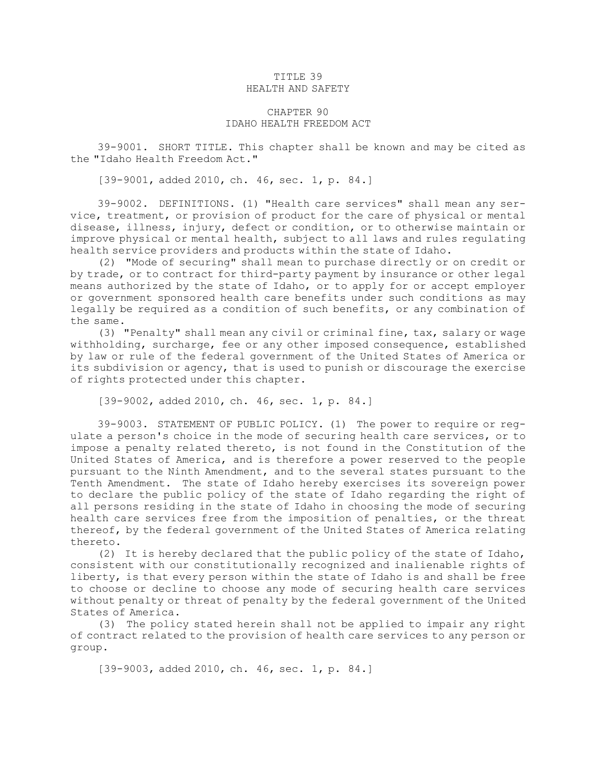# TITLE 39
# HEALTH AND SAFETY

## CHAPTER 90
## IDAHO HEALTH FREEDOM ACT

39-9001. SHORT TITLE. This chapter shall be known and may be cited as the "Idaho Health Freedom Act."

[39-9001, added 2010, ch. 46, sec. 1, p. 84.]

39-9002. DEFINITIONS. (1) "Health care services" shall mean any service, treatment, or provision of product for the care of physical or mental disease, illness, injury, defect or condition, or to otherwise maintain or improve physical or mental health, subject to all laws and rules regulating health service providers and products within the state of Idaho.

(2) "Mode of securing" shall mean to purchase directly or on credit or by trade, or to contract for third-party payment by insurance or other legal means authorized by the state of Idaho, or to apply for or accept employer or government sponsored health care benefits under such conditions as may legally be required as a condition of such benefits, or any combination of the same.

(3) "Penalty" shall mean any civil or criminal fine, tax, salary or wage withholding, surcharge, fee or any other imposed consequence, established by law or rule of the federal government of the United States of America or its subdivision or agency, that is used to punish or discourage the exercise of rights protected under this chapter.

[39-9002, added 2010, ch. 46, sec. 1, p. 84.]

39-9003. STATEMENT OF PUBLIC POLICY. (1) The power to require or regulate a person's choice in the mode of securing health care services, or to impose a penalty related thereto, is not found in the Constitution of the United States of America, and is therefore a power reserved to the people pursuant to the Ninth Amendment, and to the several states pursuant to the Tenth Amendment. The state of Idaho hereby exercises its sovereign power to declare the public policy of the state of Idaho regarding the right of all persons residing in the state of Idaho in choosing the mode of securing health care services free from the imposition of penalties, or the threat thereof, by the federal government of the United States of America relating thereto.

(2) It is hereby declared that the public policy of the state of Idaho, consistent with our constitutionally recognized and inalienable rights of liberty, is that every person within the state of Idaho is and shall be free to choose or decline to choose any mode of securing health care services without penalty or threat of penalty by the federal government of the United States of America.

(3) The policy stated herein shall not be applied to impair any right of contract related to the provision of health care services to any person or group.

[39-9003, added 2010, ch. 46, sec. 1, p. 84.]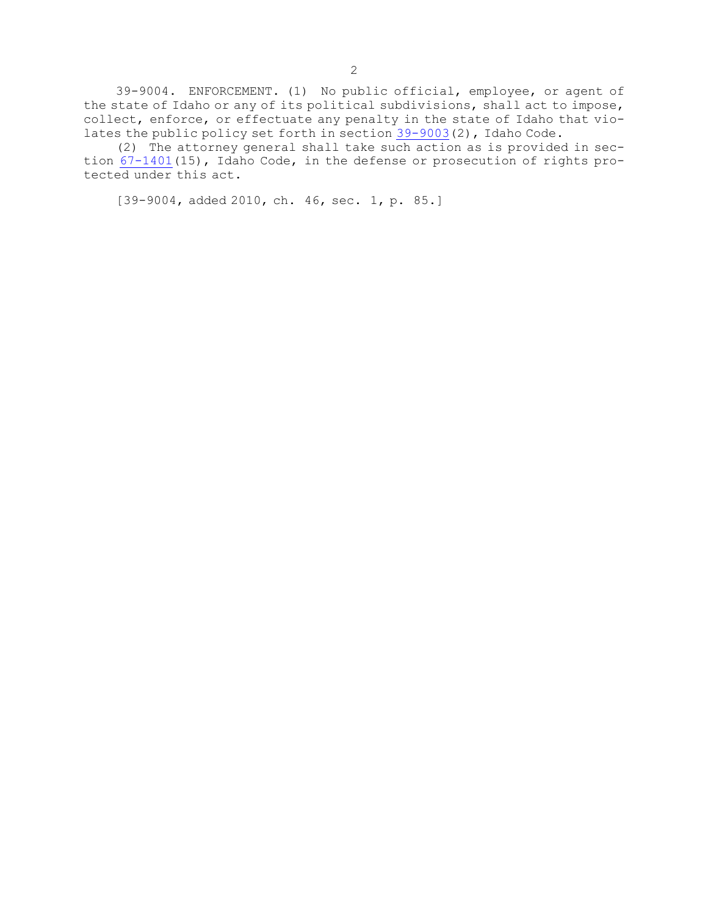39-9004. ENFORCEMENT. (1) No public official, employee, or agent of the state of Idaho or any of its political subdivisions, shall act to impose, collect, enforce, or effectuate any penalty in the state of Idaho that violates the public policy set forth in section 39-9003(2), Idaho Code.

(2) The attorney general shall take such action as is provided in section 67-1401(15), Idaho Code, in the defense or prosecution of rights protected under this act.

[39-9004, added 2010, ch. 46, sec. 1, p. 85.]